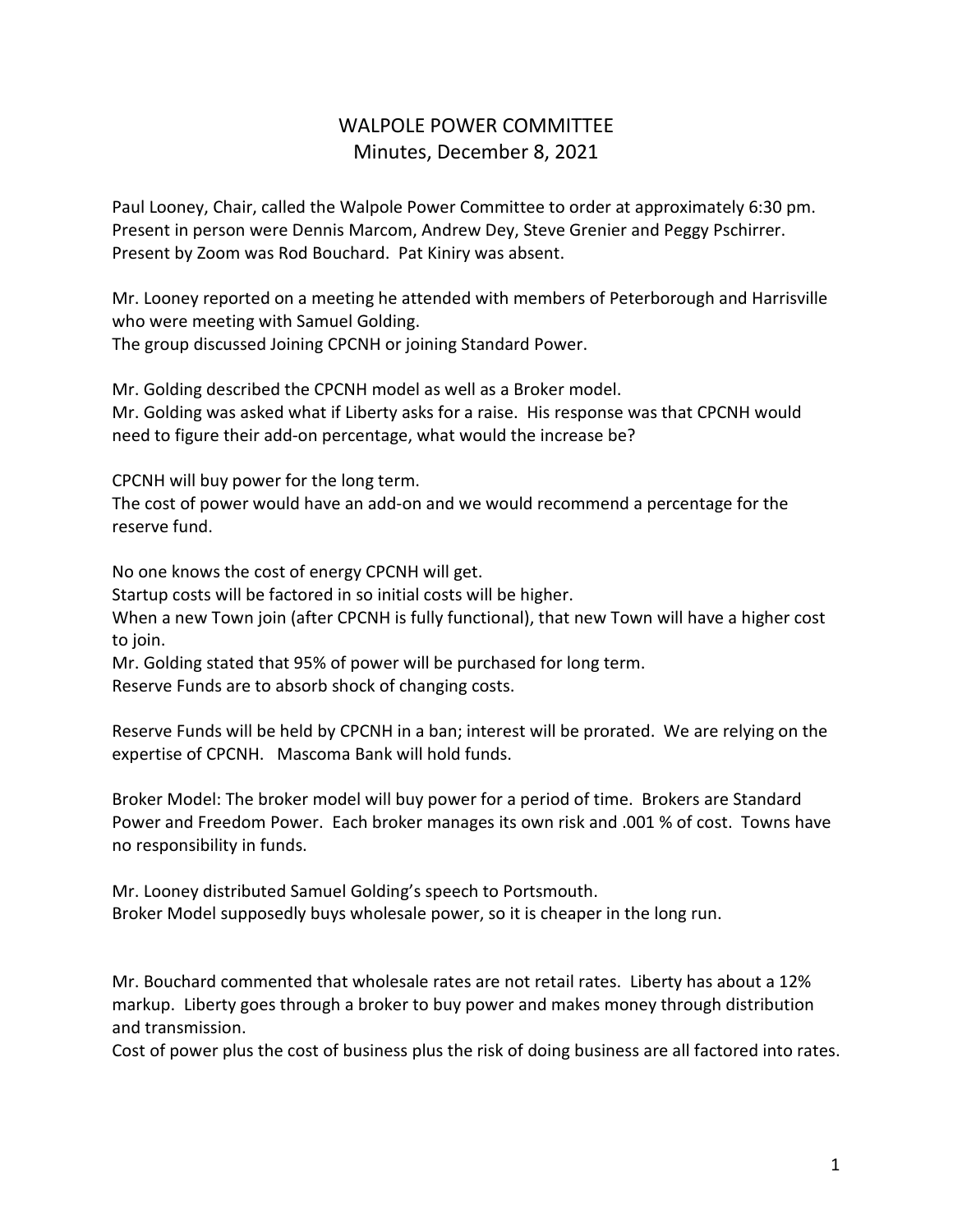# WALPOLE POWER COMMITTEE
## Minutes, December 8, 2021

Paul Looney, Chair, called the Walpole Power Committee to order at approximately 6:30 pm. Present in person were Dennis Marcom, Andrew Dey, Steve Grenier and Peggy Pschirrer. Present by Zoom was Rod Bouchard. Pat Kiniry was absent.

Mr. Looney reported on a meeting he attended with members of Peterborough and Harrisville who were meeting with Samuel Golding.
The group discussed Joining CPCNH or joining Standard Power.

Mr. Golding described the CPCNH model as well as a Broker model.
Mr. Golding was asked what if Liberty asks for a raise. His response was that CPCNH would need to figure their add-on percentage, what would the increase be?

CPCNH will buy power for the long term.
The cost of power would have an add-on and we would recommend a percentage for the reserve fund.

No one knows the cost of energy CPCNH will get.
Startup costs will be factored in so initial costs will be higher.
When a new Town join (after CPCNH is fully functional), that new Town will have a higher cost to join.
Mr. Golding stated that 95% of power will be purchased for long term.
Reserve Funds are to absorb shock of changing costs.

Reserve Funds will be held by CPCNH in a ban; interest will be prorated. We are relying on the expertise of CPCNH. Mascoma Bank will hold funds.

Broker Model: The broker model will buy power for a period of time. Brokers are Standard Power and Freedom Power. Each broker manages its own risk and .001 % of cost. Towns have no responsibility in funds.

Mr. Looney distributed Samuel Golding's speech to Portsmouth.
Broker Model supposedly buys wholesale power, so it is cheaper in the long run.

Mr. Bouchard commented that wholesale rates are not retail rates. Liberty has about a 12% markup. Liberty goes through a broker to buy power and makes money through distribution and transmission.
Cost of power plus the cost of business plus the risk of doing business are all factored into rates.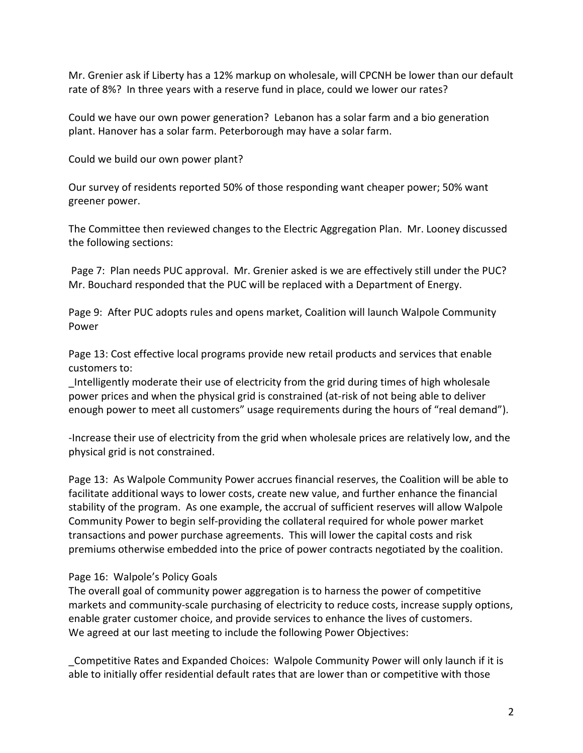Mr. Grenier ask if Liberty has a 12% markup on wholesale, will CPCNH be lower than our default rate of 8%? In three years with a reserve fund in place, could we lower our rates?

Could we have our own power generation? Lebanon has a solar farm and a bio generation plant. Hanover has a solar farm. Peterborough may have a solar farm.

Could we build our own power plant?

Our survey of residents reported 50% of those responding want cheaper power; 50% want greener power.

The Committee then reviewed changes to the Electric Aggregation Plan. Mr. Looney discussed the following sections:

Page 7: Plan needs PUC approval. Mr. Grenier asked is we are effectively still under the PUC? Mr. Bouchard responded that the PUC will be replaced with a Department of Energy.

Page 9: After PUC adopts rules and opens market, Coalition will launch Walpole Community Power

Page 13: Cost effective local programs provide new retail products and services that enable customers to:

_Intelligently moderate their use of electricity from the grid during times of high wholesale power prices and when the physical grid is constrained (at-risk of not being able to deliver enough power to meet all customers" usage requirements during the hours of "real demand").

-Increase their use of electricity from the grid when wholesale prices are relatively low, and the physical grid is not constrained.

Page 13: As Walpole Community Power accrues financial reserves, the Coalition will be able to facilitate additional ways to lower costs, create new value, and further enhance the financial stability of the program. As one example, the accrual of sufficient reserves will allow Walpole Community Power to begin self-providing the collateral required for whole power market transactions and power purchase agreements. This will lower the capital costs and risk premiums otherwise embedded into the price of power contracts negotiated by the coalition.

Page 16: Walpole's Policy Goals

The overall goal of community power aggregation is to harness the power of competitive markets and community-scale purchasing of electricity to reduce costs, increase supply options, enable grater customer choice, and provide services to enhance the lives of customers.

We agreed at our last meeting to include the following Power Objectives:

_Competitive Rates and Expanded Choices: Walpole Community Power will only launch if it is able to initially offer residential default rates that are lower than or competitive with those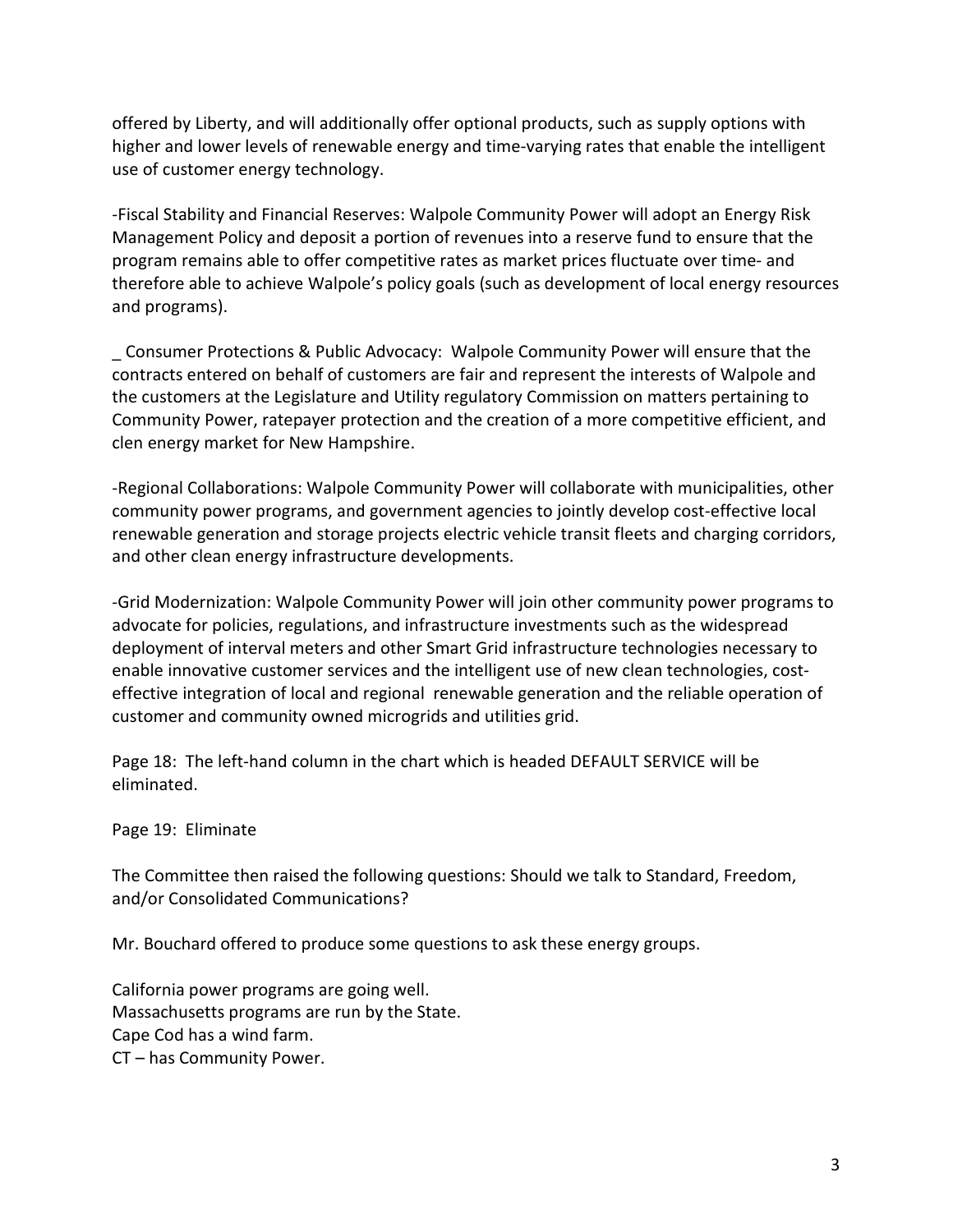offered by Liberty, and will additionally offer optional products, such as supply options with higher and lower levels of renewable energy and time-varying rates that enable the intelligent use of customer energy technology.

-Fiscal Stability and Financial Reserves: Walpole Community Power will adopt an Energy Risk Management Policy and deposit a portion of revenues into a reserve fund to ensure that the program remains able to offer competitive rates as market prices fluctuate over time- and therefore able to achieve Walpole's policy goals (such as development of local energy resources and programs).

_ Consumer Protections & Public Advocacy: Walpole Community Power will ensure that the contracts entered on behalf of customers are fair and represent the interests of Walpole and the customers at the Legislature and Utility regulatory Commission on matters pertaining to Community Power, ratepayer protection and the creation of a more competitive efficient, and clen energy market for New Hampshire.

-Regional Collaborations: Walpole Community Power will collaborate with municipalities, other community power programs, and government agencies to jointly develop cost-effective local renewable generation and storage projects electric vehicle transit fleets and charging corridors, and other clean energy infrastructure developments.

-Grid Modernization: Walpole Community Power will join other community power programs to advocate for policies, regulations, and infrastructure investments such as the widespread deployment of interval meters and other Smart Grid infrastructure technologies necessary to enable innovative customer services and the intelligent use of new clean technologies, cost-effective integration of local and regional renewable generation and the reliable operation of customer and community owned microgrids and utilities grid.

Page 18: The left-hand column in the chart which is headed DEFAULT SERVICE will be eliminated.

Page 19: Eliminate

The Committee then raised the following questions: Should we talk to Standard, Freedom, and/or Consolidated Communications?

Mr. Bouchard offered to produce some questions to ask these energy groups.

California power programs are going well.
Massachusetts programs are run by the State.
Cape Cod has a wind farm.
CT – has Community Power.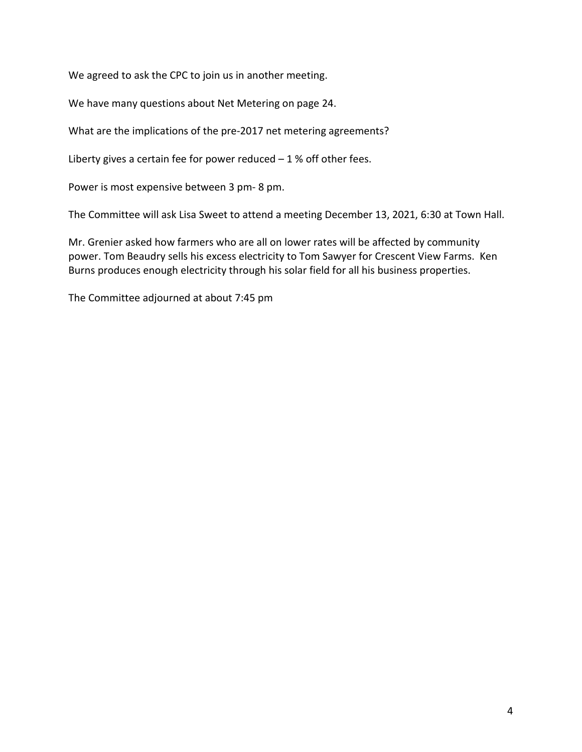We agreed to ask the CPC to join us in another meeting.

We have many questions about Net Metering on page 24.

What are the implications of the pre-2017 net metering agreements?

Liberty gives a certain fee for power reduced – 1 % off other fees.

Power is most expensive between 3 pm- 8 pm.

The Committee will ask Lisa Sweet to attend a meeting December 13, 2021, 6:30 at Town Hall.

Mr. Grenier asked how farmers who are all on lower rates will be affected by community power. Tom Beaudry sells his excess electricity to Tom Sawyer for Crescent View Farms. Ken Burns produces enough electricity through his solar field for all his business properties.

The Committee adjourned at about 7:45 pm